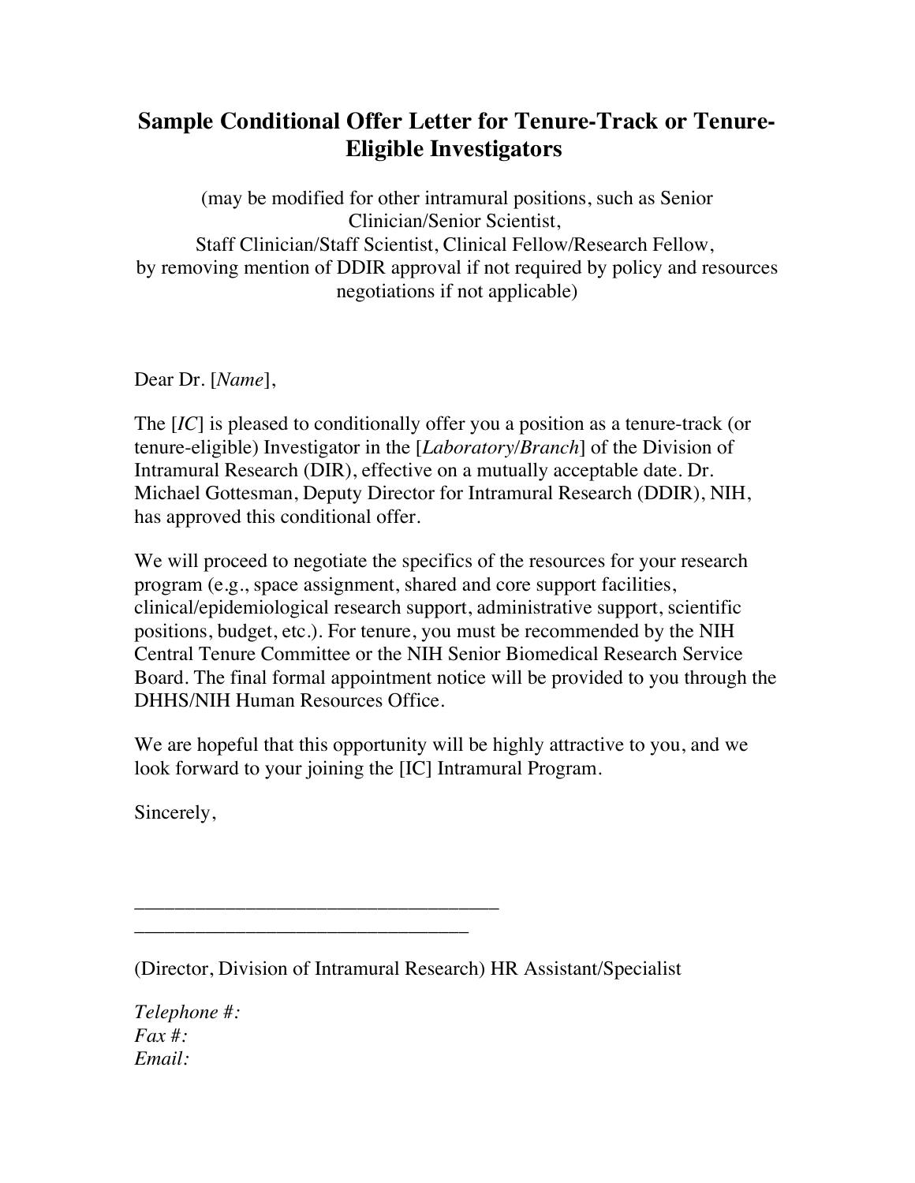# Sample Conditional Offer Letter for Tenure-Track or Tenure-Eligible Investigators

(may be modified for other intramural positions, such as Senior Clinician/Senior Scientist, Staff Clinician/Staff Scientist, Clinical Fellow/Research Fellow, by removing mention of DDIR approval if not required by policy and resources negotiations if not applicable)

Dear Dr. [*Name*],

The [*IC*] is pleased to conditionally offer you a position as a tenure-track (or tenure-eligible) Investigator in the [*Laboratory/Branch*] of the Division of Intramural Research (DIR), effective on a mutually acceptable date. Dr. Michael Gottesman, Deputy Director for Intramural Research (DDIR), NIH, has approved this conditional offer.

We will proceed to negotiate the specifics of the resources for your research program (e.g., space assignment, shared and core support facilities, clinical/epidemiological research support, administrative support, scientific positions, budget, etc.). For tenure, you must be recommended by the NIH Central Tenure Committee or the NIH Senior Biomedical Research Service Board. The final formal appointment notice will be provided to you through the DHHS/NIH Human Resources Office.

We are hopeful that this opportunity will be highly attractive to you, and we look forward to your joining the [IC] Intramural Program.

Sincerely,

\_\_\_\_\_\_\_\_\_\_\_\_\_\_\_\_\_\_\_\_\_\_\_\_\_\_\_\_\_\_\_\_\_\_\_\_

\_\_\_\_\_\_\_\_\_\_\_\_\_\_\_\_\_\_\_\_\_\_\_\_\_\_\_\_\_\_\_\_\_\_

(Director, Division of Intramural Research) HR Assistant/Specialist

*Telephone #:*
*Fax #:*
*Email:*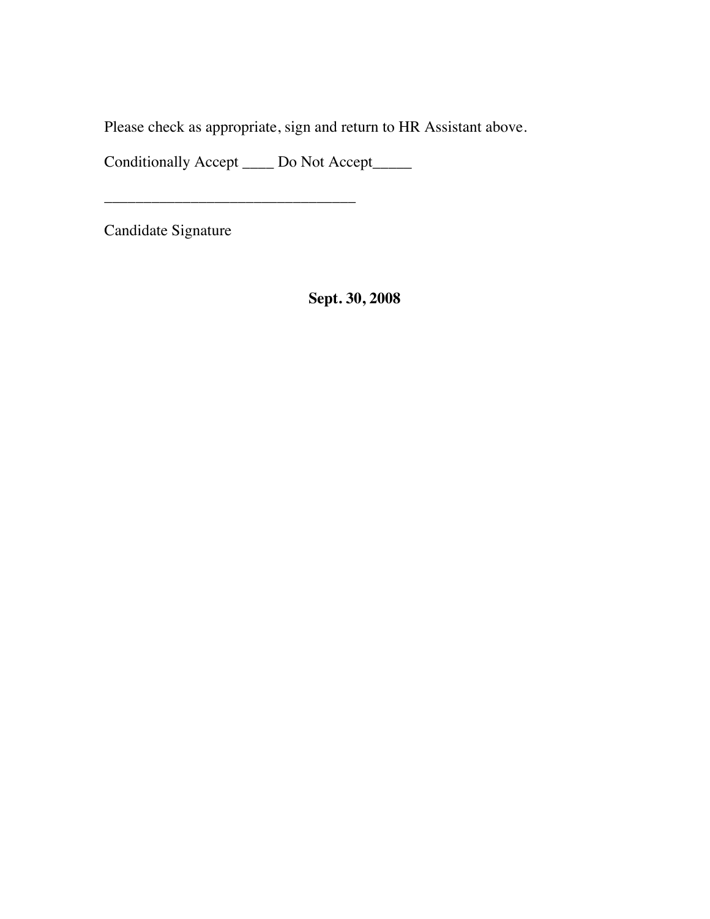Please check as appropriate, sign and return to HR Assistant above.

Conditionally Accept ____ Do Not Accept_____

________________________________

Candidate Signature

**Sept. 30, 2008**